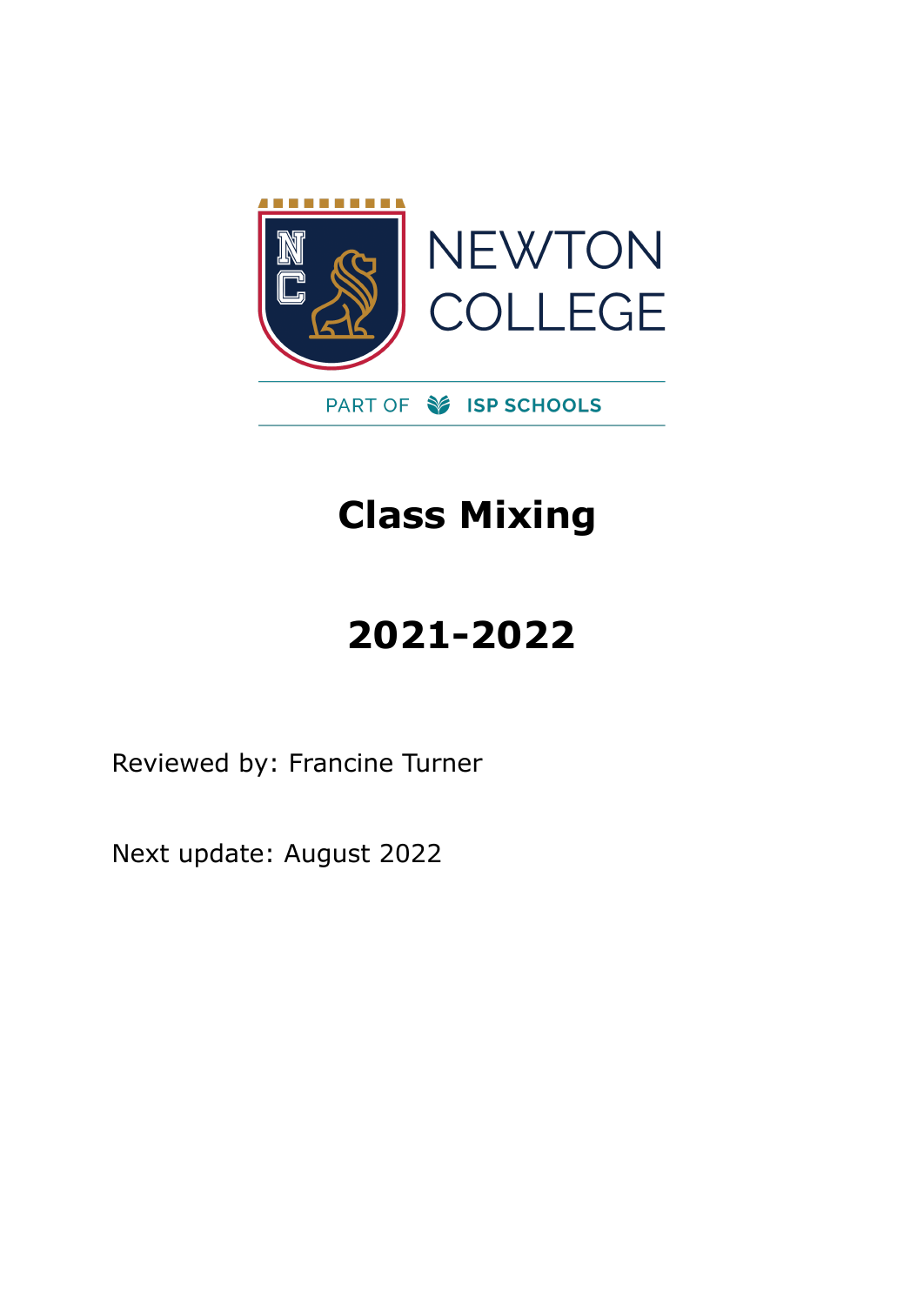NEWTON COLLEGE

PART OF ISP SCHOOLS

# Class Mixing

# 2021-2022

Reviewed by: Francine Turner

Next update: August 2022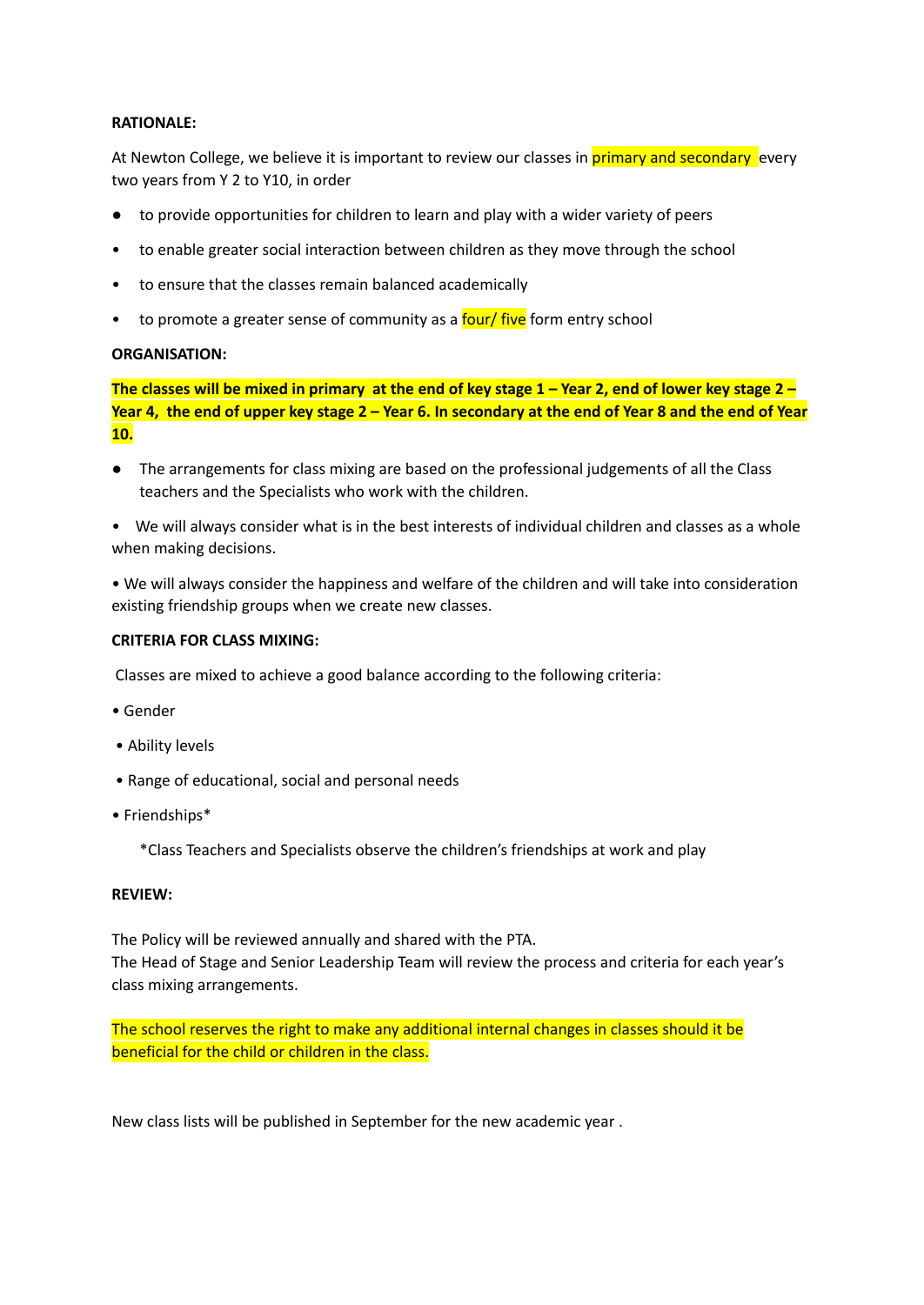**RATIONALE:**

At Newton College, we believe it is important to review our classes in primary and secondary every two years from Y 2 to Y10, in order

- to provide opportunities for children to learn and play with a wider variety of peers
- to enable greater social interaction between children as they move through the school
- to ensure that the classes remain balanced academically
- to promote a greater sense of community as a four/ five form entry school

**ORGANISATION:**

**The classes will be mixed in primary at the end of key stage 1 – Year 2, end of lower key stage 2 – Year 4, the end of upper key stage 2 – Year 6. In secondary at the end of Year 8 and the end of Year 10.**

- The arrangements for class mixing are based on the professional judgements of all the Class teachers and the Specialists who work with the children.
- We will always consider what is in the best interests of individual children and classes as a whole when making decisions.
- We will always consider the happiness and welfare of the children and will take into consideration existing friendship groups when we create new classes.

**CRITERIA FOR CLASS MIXING:**

Classes are mixed to achieve a good balance according to the following criteria:

- Gender
- Ability levels
- Range of educational, social and personal needs
- Friendships*

*Class Teachers and Specialists observe the children's friendships at work and play

**REVIEW:**

The Policy will be reviewed annually and shared with the PTA.
The Head of Stage and Senior Leadership Team will review the process and criteria for each year's class mixing arrangements.

The school reserves the right to make any additional internal changes in classes should it be beneficial for the child or children in the class.

New class lists will be published in September for the new academic year .